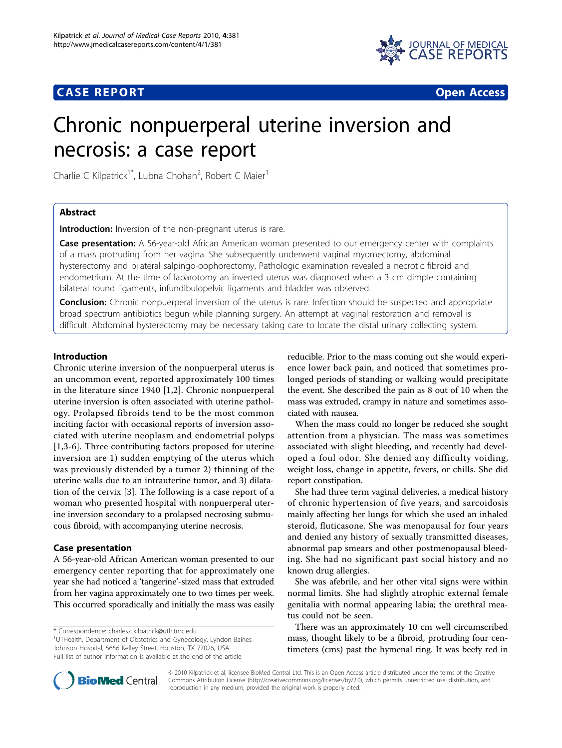**CASE REPORT** **Open Access**

# Chronic nonpuerperal uterine inversion and necrosis: a case report

Charlie C Kilpatrick[1*], Lubna Chohan[2], Robert C Maier[1]

## Abstract

**Introduction:** Inversion of the non-pregnant uterus is rare.

**Case presentation:** A 56-year-old African American woman presented to our emergency center with complaints of a mass protruding from her vagina. She subsequently underwent vaginal myomectomy, abdominal hysterectomy and bilateral salpingo-oophorectomy. Pathologic examination revealed a necrotic fibroid and endometrium. At the time of laparotomy an inverted uterus was diagnosed when a 3 cm dimple containing bilateral round ligaments, infundibulopelvic ligaments and bladder was observed.

**Conclusion:** Chronic nonpuerperal inversion of the uterus is rare. Infection should be suspected and appropriate broad spectrum antibiotics begun while planning surgery. An attempt at vaginal restoration and removal is difficult. Abdominal hysterectomy may be necessary taking care to locate the distal urinary collecting system.

## Introduction

Chronic uterine inversion of the nonpuerperal uterus is an uncommon event, reported approximately 100 times in the literature since 1940 [1,2]. Chronic nonpuerperal uterine inversion is often associated with uterine pathology. Prolapsed fibroids tend to be the most common inciting factor with occasional reports of inversion associated with uterine neoplasm and endometrial polyps [1,3-6]. Three contributing factors proposed for uterine inversion are 1) sudden emptying of the uterus which was previously distended by a tumor 2) thinning of the uterine walls due to an intrauterine tumor, and 3) dilatation of the cervix [3]. The following is a case report of a woman who presented hospital with nonpuerperal uterine inversion secondary to a prolapsed necrosing submucous fibroid, with accompanying uterine necrosis.

## Case presentation

A 56-year-old African American woman presented to our emergency center reporting that for approximately one year she had noticed a 'tangerine'-sized mass that extruded from her vagina approximately one to two times per week. This occurred sporadically and initially the mass was easily reducible. Prior to the mass coming out she would experience lower back pain, and noticed that sometimes prolonged periods of standing or walking would precipitate the event. She described the pain as 8 out of 10 when the mass was extruded, crampy in nature and sometimes associated with nausea.

When the mass could no longer be reduced she sought attention from a physician. The mass was sometimes associated with slight bleeding, and recently had developed a foul odor. She denied any difficulty voiding, weight loss, change in appetite, fevers, or chills. She did report constipation.

She had three term vaginal deliveries, a medical history of chronic hypertension of five years, and sarcoidosis mainly affecting her lungs for which she used an inhaled steroid, fluticasone. She was menopausal for four years and denied any history of sexually transmitted diseases, abnormal pap smears and other postmenopausal bleeding. She had no significant past social history and no known drug allergies.

She was afebrile, and her other vital signs were within normal limits. She had slightly atrophic external female genitalia with normal appearing labia; the urethral meatus could not be seen.

There was an approximately 10 cm well circumscribed mass, thought likely to be a fibroid, protruding four centimeters (cms) past the hymenal ring. It was beefy red in

\* Correspondence: charles.c.kilpatrick@uth.tmc.edu
[1]UTHealth, Department of Obstetrics and Gynecology, Lyndon Baines Johnson Hospital, 5656 Kelley Street, Houston, TX 77026, USA
Full list of author information is available at the end of the article

© 2010 Kilpatrick et al; licensee BioMed Central Ltd. This is an Open Access article distributed under the terms of the Creative Commons Attribution License (http://creativecommons.org/licenses/by/2.0), which permits unrestricted use, distribution, and reproduction in any medium, provided the original work is properly cited.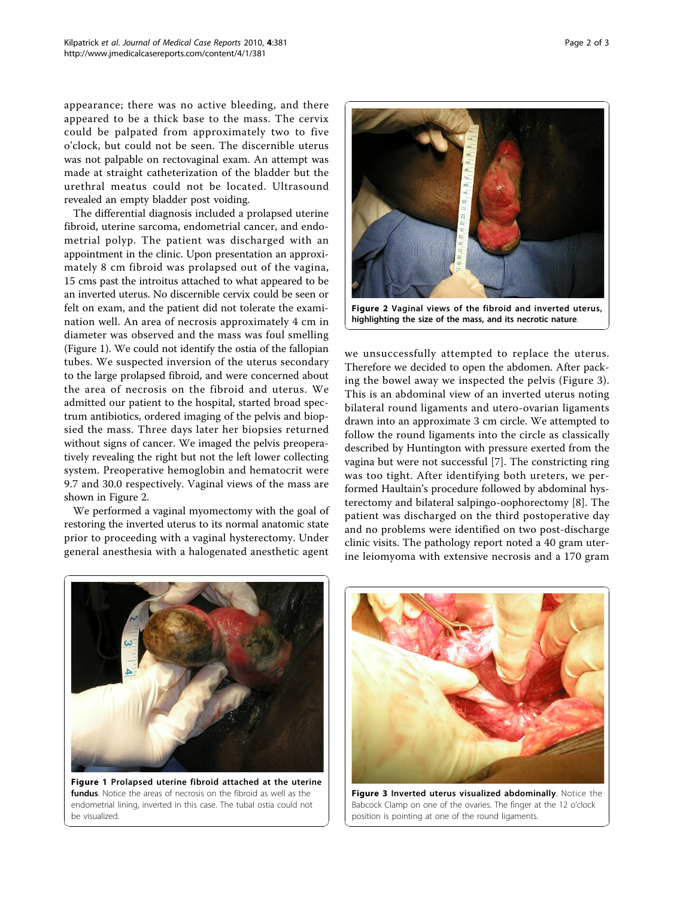appearance; there was no active bleeding, and there appeared to be a thick base to the mass. The cervix could be palpated from approximately two to five o'clock, but could not be seen. The discernible uterus was not palpable on rectovaginal exam. An attempt was made at straight catheterization of the bladder but the urethral meatus could not be located. Ultrasound revealed an empty bladder post voiding.

The differential diagnosis included a prolapsed uterine fibroid, uterine sarcoma, endometrial cancer, and endometrial polyp. The patient was discharged with an appointment in the clinic. Upon presentation an approximately 8 cm fibroid was prolapsed out of the vagina, 15 cms past the introitus attached to what appeared to be an inverted uterus. No discernible cervix could be seen or felt on exam, and the patient did not tolerate the examination well. An area of necrosis approximately 4 cm in diameter was observed and the mass was foul smelling (Figure 1). We could not identify the ostia of the fallopian tubes. We suspected inversion of the uterus secondary to the large prolapsed fibroid, and were concerned about the area of necrosis on the fibroid and uterus. We admitted our patient to the hospital, started broad spectrum antibiotics, ordered imaging of the pelvis and biopsied the mass. Three days later her biopsies returned without signs of cancer. We imaged the pelvis preoperatively revealing the right but not the left lower collecting system. Preoperative hemoglobin and hematocrit were 9.7 and 30.0 respectively. Vaginal views of the mass are shown in Figure 2.

We performed a vaginal myomectomy with the goal of restoring the inverted uterus to its normal anatomic state prior to proceeding with a vaginal hysterectomy. Under general anesthesia with a halogenated anesthetic agent we unsuccessfully attempted to replace the uterus. Therefore we decided to open the abdomen. After packing the bowel away we inspected the pelvis (Figure 3). This is an abdominal view of an inverted uterus noting bilateral round ligaments and utero-ovarian ligaments drawn into an approximate 3 cm circle. We attempted to follow the round ligaments into the circle as classically described by Huntington with pressure exerted from the vagina but were not successful [7]. The constricting ring was too tight. After identifying both ureters, we performed Haultain's procedure followed by abdominal hysterectomy and bilateral salpingo-oophorectomy [8]. The patient was discharged on the third postoperative day and no problems were identified on two post-discharge clinic visits. The pathology report noted a 40 gram uterine leiomyoma with extensive necrosis and a 170 gram

**Figure 2 Vaginal views of the fibroid and inverted uterus, highlighting the size of the mass, and its necrotic nature**.

**Figure 1 Prolapsed uterine fibroid attached at the uterine fundus**. Notice the areas of necrosis on the fibroid as well as the endometrial lining, inverted in this case. The tubal ostia could not be visualized.

**Figure 3 Inverted uterus visualized abdominally**. Notice the Babcock Clamp on one of the ovaries. The finger at the 12 o'clock position is pointing at one of the round ligaments.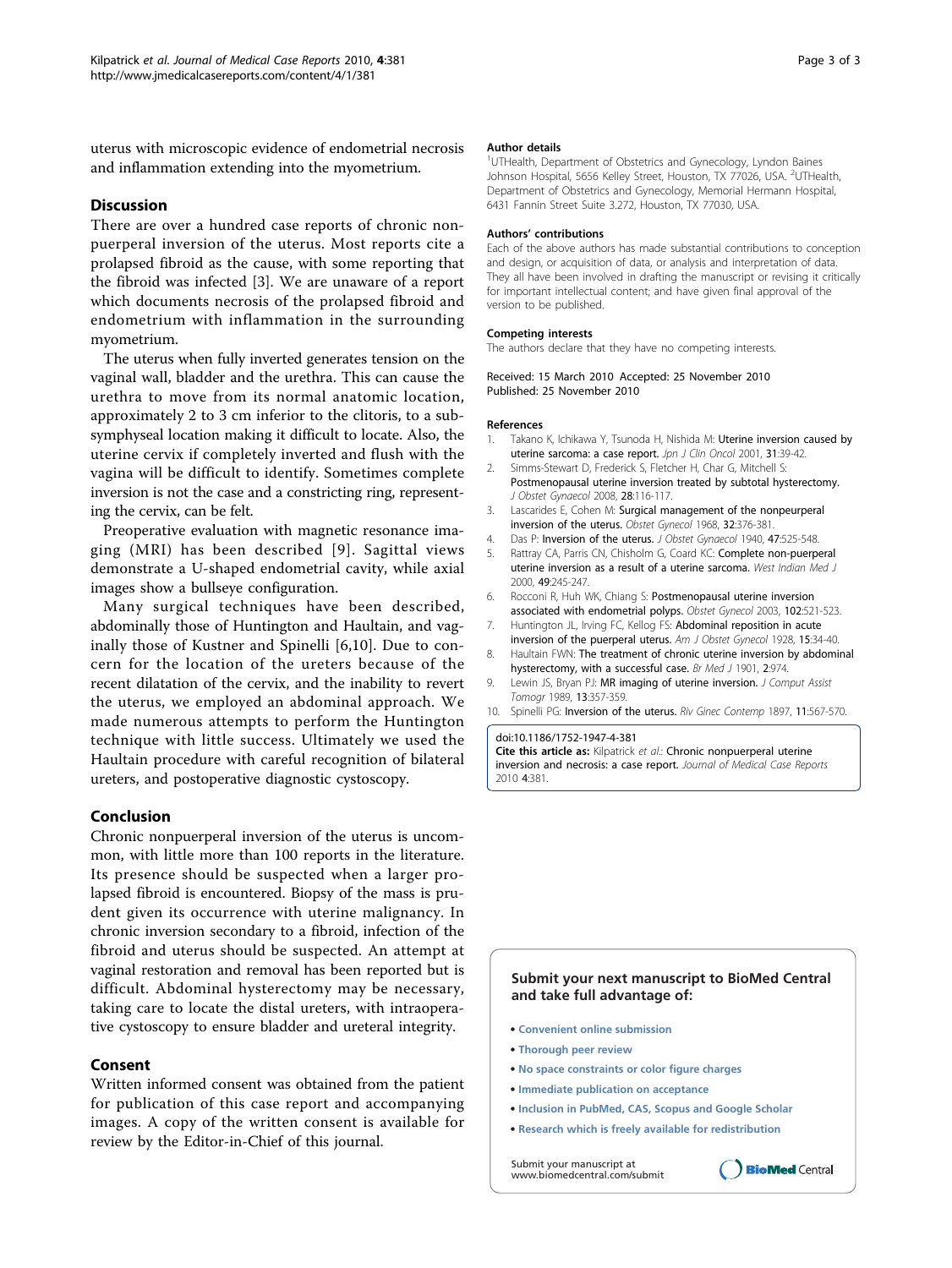uterus with microscopic evidence of endometrial necrosis and inflammation extending into the myometrium.

## Discussion

There are over a hundred case reports of chronic nonpuerperal inversion of the uterus. Most reports cite a prolapsed fibroid as the cause, with some reporting that the fibroid was infected [3]. We are unaware of a report which documents necrosis of the prolapsed fibroid and endometrium with inflammation in the surrounding myometrium.

The uterus when fully inverted generates tension on the vaginal wall, bladder and the urethra. This can cause the urethra to move from its normal anatomic location, approximately 2 to 3 cm inferior to the clitoris, to a subsymphyseal location making it difficult to locate. Also, the uterine cervix if completely inverted and flush with the vagina will be difficult to identify. Sometimes complete inversion is not the case and a constricting ring, representing the cervix, can be felt.

Preoperative evaluation with magnetic resonance imaging (MRI) has been described [9]. Sagittal views demonstrate a U-shaped endometrial cavity, while axial images show a bullseye configuration.

Many surgical techniques have been described, abdominally those of Huntington and Haultain, and vaginally those of Kustner and Spinelli [6,10]. Due to concern for the location of the ureters because of the recent dilatation of the cervix, and the inability to revert the uterus, we employed an abdominal approach. We made numerous attempts to perform the Huntington technique with little success. Ultimately we used the Haultain procedure with careful recognition of bilateral ureters, and postoperative diagnostic cystoscopy.

## Conclusion

Chronic nonpuerperal inversion of the uterus is uncommon, with little more than 100 reports in the literature. Its presence should be suspected when a larger prolapsed fibroid is encountered. Biopsy of the mass is prudent given its occurrence with uterine malignancy. In chronic inversion secondary to a fibroid, infection of the fibroid and uterus should be suspected. An attempt at vaginal restoration and removal has been reported but is difficult. Abdominal hysterectomy may be necessary, taking care to locate the distal ureters, with intraoperative cystoscopy to ensure bladder and ureteral integrity.

## Consent

Written informed consent was obtained from the patient for publication of this case report and accompanying images. A copy of the written consent is available for review by the Editor-in-Chief of this journal.

#### Author details

[1]UTHealth, Department of Obstetrics and Gynecology, Lyndon Baines Johnson Hospital, 5656 Kelley Street, Houston, TX 77026, USA. [2]UTHealth, Department of Obstetrics and Gynecology, Memorial Hermann Hospital, 6431 Fannin Street Suite 3.272, Houston, TX 77030, USA.

#### Authors' contributions

Each of the above authors has made substantial contributions to conception and design, or acquisition of data, or analysis and interpretation of data. They all have been involved in drafting the manuscript or revising it critically for important intellectual content; and have given final approval of the version to be published.

#### Competing interests

The authors declare that they have no competing interests.

Received: 15 March 2010 Accepted: 25 November 2010
Published: 25 November 2010

#### References

1. Takano K, Ichikawa Y, Tsunoda H, Nishida M: **Uterine inversion caused by uterine sarcoma: a case report.** *Jpn J Clin Oncol* 2001, **31**:39-42.
2. Simms-Stewart D, Frederick S, Fletcher H, Char G, Mitchell S: **Postmenopausal uterine inversion treated by subtotal hysterectomy.** *J Obstet Gynaecol* 2008, **28**:116-117.
3. Lascarides E, Cohen M: **Surgical management of the nonpeurperal inversion of the uterus.** *Obstet Gynecol* 1968, **32**:376-381.
4. Das P: **Inversion of the uterus.** *J Obstet Gynaecol* 1940, **47**:525-548.
5. Rattray CA, Parris CN, Chisholm G, Coard KC: **Complete non-puerperal uterine inversion as a result of a uterine sarcoma.** *West Indian Med J* 2000, **49**:245-247.
6. Rocconi R, Huh WK, Chiang S: **Postmenopausal uterine inversion associated with endometrial polyps.** *Obstet Gynecol* 2003, **102**:521-523.
7. Huntington JL, Irving FC, Kellog FS: **Abdominal reposition in acute inversion of the puerperal uterus.** *Am J Obstet Gynecol* 1928, **15**:34-40.
8. Haultain FWN: **The treatment of chronic uterine inversion by abdominal hysterectomy, with a successful case.** *Br Med J* 1901, **2**:974.
9. Lewin JS, Bryan PJ: **MR imaging of uterine inversion.** *J Comput Assist Tomogr* 1989, **13**:357-359.
10. Spinelli PG: **Inversion of the uterus.** *Riv Ginec Contemp* 1897, **11**:567-570.

doi:10.1186/1752-1947-4-381
**Cite this article as:** Kilpatrick *et al.*: Chronic nonpuerperal uterine inversion and necrosis: a case report. *Journal of Medical Case Reports* 2010 **4**:381.

**Submit your next manuscript to BioMed Central and take full advantage of:**

- Convenient online submission
- Thorough peer review
- No space constraints or color figure charges
- Immediate publication on acceptance
- Inclusion in PubMed, CAS, Scopus and Google Scholar
- Research which is freely available for redistribution

Submit your manuscript at
www.biomedcentral.com/submit

BioMed Central